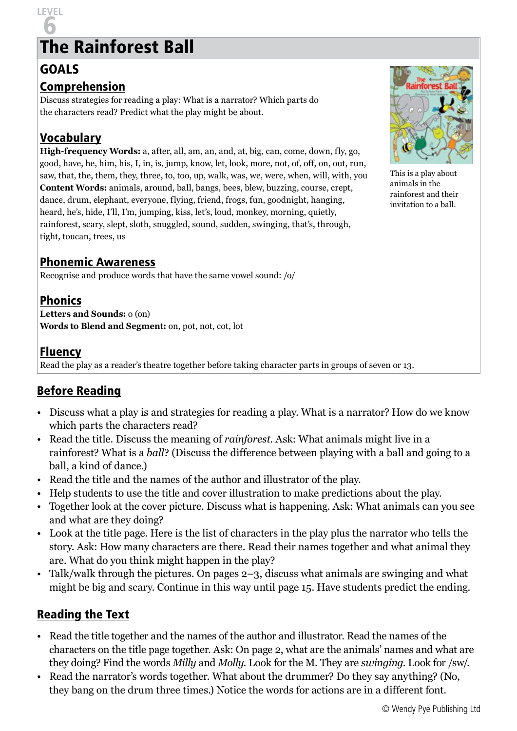LEVEL 6

# The Rainforest Ball

## GOALS

### Comprehension

Discuss strategies for reading a play: What is a narrator? Which parts do the characters read? Predict what the play might be about.

This is a play about animals in the rainforest and their invitation to a ball.

### Vocabulary

**High-frequency Words:** a, after, all, am, an, and, at, big, can, come, down, fly, go, good, have, he, him, his, I, in, is, jump, know, let, look, more, not, of, off, on, out, run, saw, that, the, them, they, three, to, too, up, walk, was, we, were, when, will, with, you

**Content Words:** animals, around, ball, bangs, bees, blew, buzzing, course, crept, dance, drum, elephant, everyone, flying, friend, frogs, fun, goodnight, hanging, heard, he's, hide, I'll, I'm, jumping, kiss, let's, loud, monkey, morning, quietly, rainforest, scary, slept, sloth, snuggled, sound, sudden, swinging, that's, through, tight, toucan, trees, us

### Phonemic Awareness

Recognise and produce words that have the same vowel sound: /o/

### Phonics

**Letters and Sounds:** o (on)

**Words to Blend and Segment:** on, pot, not, cot, lot

### Fluency

Read the play as a reader's theatre together before taking character parts in groups of seven or 13.

## Before Reading

- Discuss what a play is and strategies for reading a play. What is a narrator? How do we know which parts the characters read?
- Read the title. Discuss the meaning of *rainforest*. Ask: What animals might live in a rainforest? What is a *ball*? (Discuss the difference between playing with a ball and going to a ball, a kind of dance.)
- Read the title and the names of the author and illustrator of the play.
- Help students to use the title and cover illustration to make predictions about the play.
- Together look at the cover picture. Discuss what is happening. Ask: What animals can you see and what are they doing?
- Look at the title page. Here is the list of characters in the play plus the narrator who tells the story. Ask: How many characters are there. Read their names together and what animal they are. What do you think might happen in the play?
- Talk/walk through the pictures. On pages 2–3, discuss what animals are swinging and what might be big and scary. Continue in this way until page 15. Have students predict the ending.

## Reading the Text

- Read the title together and the names of the author and illustrator. Read the names of the characters on the title page together. Ask: On page 2, what are the animals' names and what are they doing? Find the words *Milly* and *Molly*. Look for the M. They are *swinging*. Look for /sw/.
- Read the narrator's words together. What about the drummer? Do they say anything? (No, they bang on the drum three times.) Notice the words for actions are in a different font.

© Wendy Pye Publishing Ltd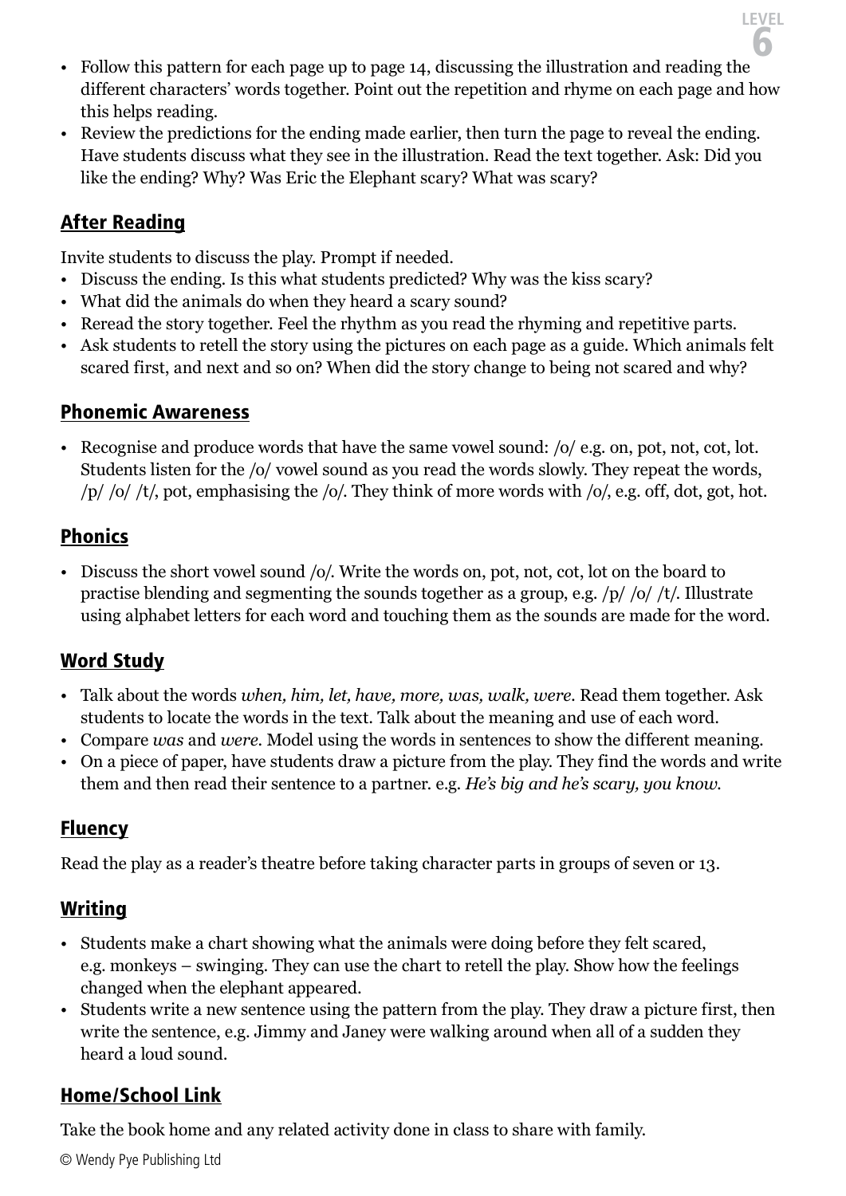- Follow this pattern for each page up to page 14, discussing the illustration and reading the different characters' words together. Point out the repetition and rhyme on each page and how this helps reading.
- Review the predictions for the ending made earlier, then turn the page to reveal the ending. Have students discuss what they see in the illustration. Read the text together. Ask: Did you like the ending? Why? Was Eric the Elephant scary? What was scary?

## After Reading

Invite students to discuss the play. Prompt if needed.

- Discuss the ending. Is this what students predicted? Why was the kiss scary?
- What did the animals do when they heard a scary sound?
- Reread the story together. Feel the rhythm as you read the rhyming and repetitive parts.
- Ask students to retell the story using the pictures on each page as a guide. Which animals felt scared first, and next and so on? When did the story change to being not scared and why?

## Phonemic Awareness

- Recognise and produce words that have the same vowel sound: /o/ e.g. on, pot, not, cot, lot. Students listen for the /o/ vowel sound as you read the words slowly. They repeat the words, /p/ /o/ /t/, pot, emphasising the /o/. They think of more words with /o/, e.g. off, dot, got, hot.

## Phonics

- Discuss the short vowel sound /o/. Write the words on, pot, not, cot, lot on the board to practise blending and segmenting the sounds together as a group, e.g. /p/ /o/ /t/. Illustrate using alphabet letters for each word and touching them as the sounds are made for the word.

## Word Study

- Talk about the words *when, him, let, have, more, was, walk, were*. Read them together. Ask students to locate the words in the text. Talk about the meaning and use of each word.
- Compare *was* and *were*. Model using the words in sentences to show the different meaning.
- On a piece of paper, have students draw a picture from the play. They find the words and write them and then read their sentence to a partner. e.g. *He's big and he's scary, you know.*

## Fluency

Read the play as a reader's theatre before taking character parts in groups of seven or 13.

## Writing

- Students make a chart showing what the animals were doing before they felt scared, e.g. monkeys – swinging. They can use the chart to retell the play. Show how the feelings changed when the elephant appeared.
- Students write a new sentence using the pattern from the play. They draw a picture first, then write the sentence, e.g. Jimmy and Janey were walking around when all of a sudden they heard a loud sound.

## Home/School Link

Take the book home and any related activity done in class to share with family.

© Wendy Pye Publishing Ltd